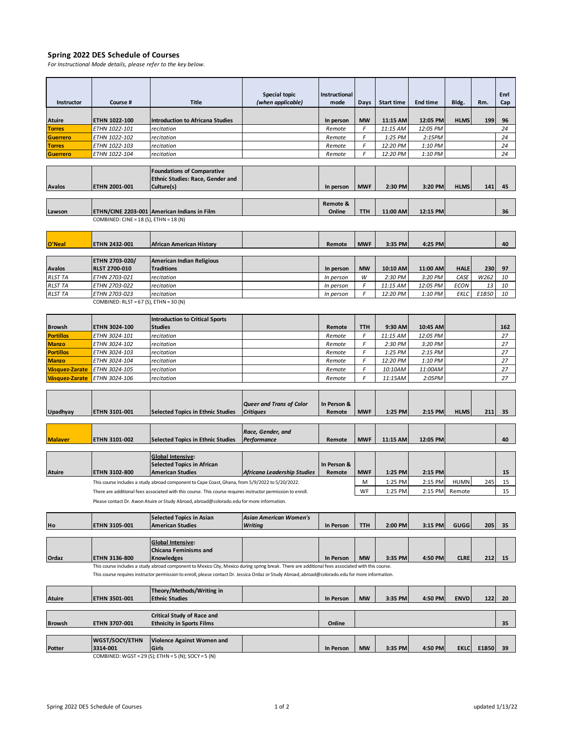## Spring 2022 DES Schedule of Courses

*For Instructional Mode details, please refer to the key below.*

| Instructor | Course # | Title | Special topic *(when applicable)* | Instructional mode | Days | Start time | End time | Bldg. | Rm. | Enrl Cap |
|---|---|---|---|---|---|---|---|---|---|---|
| **Atuire** | **ETHN 1022-100** | **Introduction to Africana Studies** | | **In person** | **MW** | **11:15 AM** | **12:05 PM** | **HLMS** | **199** | **96** |
| **Torres** | *ETHN 1022-101* | *recitation* | | *Remote* | *F* | *11:15 AM* | *12:05 PM* | | | *24* |
| **Guerrero** | *ETHN 1022-102* | *recitation* | | *Remote* | *F* | *1:25 PM* | *2:15PM* | | | *24* |
| **Torres** | *ETHN 1022-103* | *recitation* | | *Remote* | *F* | *12:20 PM* | *1:10 PM* | | | *24* |
| **Guerrero** | *ETHN 1022-104* | *recitation* | | *Remote* | *F* | *12:20 PM* | *1:10 PM* | | | *24* |
| **Avalos** | **ETHN 2001-001** | **Foundations of Comparative Ethnic Studies: Race, Gender and Culture(s)** | | **In person** | **MWF** | **2:30 PM** | **3:20 PM** | **HLMS** | **141** | **45** |
| **Lawson** | **ETHN/CINE 2203-001** | **American Indians in Film** | | **Remote & Online** | **TTH** | **11:00 AM** | **12:15 PM** | | | **36** |
| | COMBINED: CINE = 18 (S), ETHN = 18 (N) | | | | | | | | | |
| **O'Neal** | **ETHN 2432-001** | **African American History** | | **Remote** | **MWF** | **3:35 PM** | **4:25 PM** | | | **40** |
| **Avalos** | **ETHN 2703-020/ RLST 2700-010** | **American Indian Religious Traditions** | | **In person** | **MW** | **10:10 AM** | **11:00 AM** | **HALE** | **230** | **97** |
| *RLST TA* | *ETHN 2703-021* | *recitation* | | *In person* | *W* | *2:30 PM* | *3:20 PM* | *CASE* | *W262* | *10* |
| *RLST TA* | *ETHN 2703-022* | *recitation* | | *In person* | *F* | *11:15 AM* | *12:05 PM* | *ECON* | *13* | *10* |
| *RLST TA* | *ETHN 2703-023* | *recitation* | | *In person* | *F* | *12:20 PM* | *1:10 PM* | *EKLC* | *E1B50* | *10* |
| | COMBINED: RLST = 67 (S), ETHN = 30 (N) | | | | | | | | | |
| **Browsh** | **ETHN 3024-100** | **Introduction to Critical Sports Studies** | | **Remote** | **TTH** | **9:30 AM** | **10:45 AM** | | | **162** |
| **Portillos** | *ETHN 3024-101* | *recitation* | | *Remote* | *F* | *11:15 AM* | *12:05 PM* | | | *27* |
| **Manzo** | *ETHN 3024-102* | *recitation* | | *Remote* | *F* | *2:30 PM* | *3:20 PM* | | | *27* |
| **Portillos** | *ETHN 3024-103* | *recitation* | | *Remote* | *F* | *1:25 PM* | *2:15 PM* | | | *27* |
| **Manzo** | *ETHN 3024-104* | *recitation* | | *Remote* | *F* | *12:20 PM* | *1:10 PM* | | | *27* |
| **Vásquez-Zarate** | *ETHN 3024-105* | *recitation* | | *Remote* | *F* | *10:10AM* | *11:00AM* | | | *27* |
| **Vásquez-Zarate** | *ETHN 3024-106* | *recitation* | | *Remote* | *F* | *11:15AM* | *2:05PM* | | | *27* |
| **Upadhyay** | **ETHN 3101-001** | **Selected Topics in Ethnic Studies** | ***Queer and Trans of Color Critiques*** | **In Person & Remote** | **MWF** | **1:25 PM** | **2:15 PM** | **HLMS** | **211** | **35** |
| **Malaver** | **ETHN 3101-002** | **Selected Topics in Ethnic Studies** | ***Race, Gender, and Performance*** | **Remote** | **MWF** | **11:15 AM** | **12:05 PM** | | | **40** |
| **Atuire** | **ETHN 3102-800** | **Global Intensive: Selected Topics in African American Studies** | ***Africana Leadership Studies*** | **In Person & Remote** | **MWF** | **1:25 PM** | **2:15 PM** | | | **15** |
| | This course includes a study abroad component to Cape Coast, Ghana, from 5/9/2022 to 5/20/2022. | | | | M | 1:25 PM | 2:15 PM | HUMN | 245 | 15 |
| | There are additional fees associated with this course. This course requires instructor permission to enroll. | | | | WF | 1:25 PM | 2:15 PM | Remote | | 15 |
| | Please contact Dr. Awon Atuire or Study Abroad, abroad@colorado.edu for more information. | | | | | | | | | |
| **Ho** | **ETHN 3105-001** | **Selected Topics in Asian American Studies** | ***Asian American Women's Writing*** | **In Person** | **TTH** | **2:00 PM** | **3:15 PM** | **GUGG** | **205** | **35** |
| **Ordaz** | **ETHN 3136-800** | **Global Intensive: Chicana Feminisms and Knowledges** | | **In Person** | **MW** | **3:35 PM** | **4:50 PM** | **CLRE** | **212** | **15** |
| | This course includes a study abroad component to Mexico City, Mexico during spring break. There are additional fees associated with this course. | | | | | | | | | |
| | This course requires instructor permission to enroll, please contact Dr. Jessica Ordaz or Study Abroad, abroad@colorado.edu for more information. | | | | | | | | | |
| **Atuire** | **ETHN 3501-001** | **Theory/Methods/Writing in Ethnic Studies** | | **In Person** | **MW** | **3:35 PM** | **4:50 PM** | **ENVD** | **122** | **20** |
| **Browsh** | **ETHN 3707-001** | **Critical Study of Race and Ethnicity in Sports Films** | | **Online** | | | | | | **35** |
| **Potter** | **WGST/SOCY/ETHN 3314-001** | **Violence Against Women and Girls** | | **In Person** | **MW** | **3:35 PM** | **4:50 PM** | **EKLC** | **E1B50** | **39** |
| | COMBINED: WGST = 29 (S); ETHN = 5 (N); SOCY = 5 (N) | | | | | | | | | |

updated 1/13/22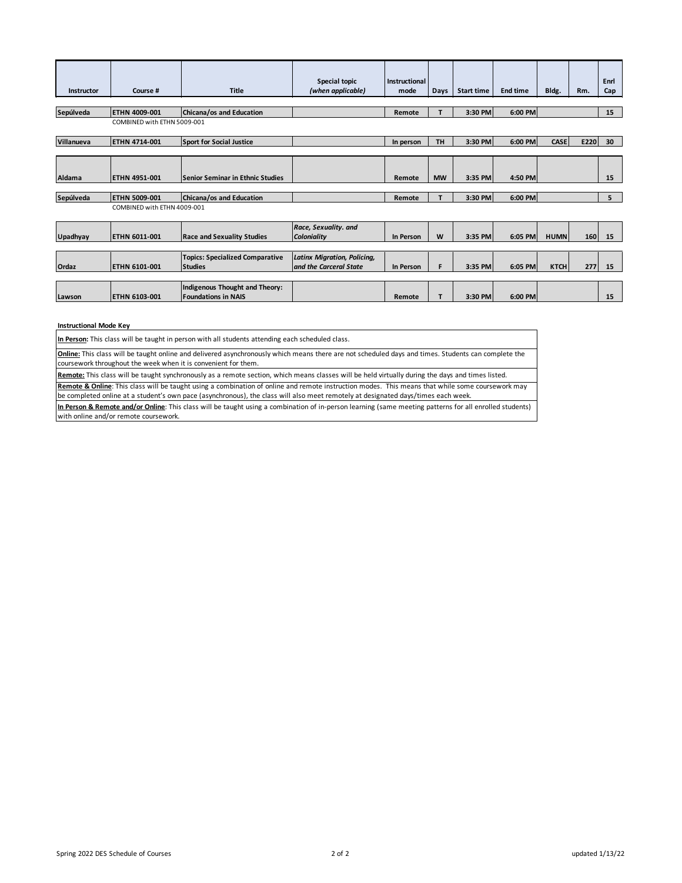| Instructor | Course # | Title | Special topic *(when applicable)* | Instructional mode | Days | Start time | End time | Bldg. | Rm. | Enrl Cap |
| --- | --- | --- | --- | --- | --- | --- | --- | --- | --- | --- |
| Sepúlveda | ETHN 4009-001 | Chicana/os and Education | | Remote | T | 3:30 PM | 6:00 PM | | | 15 |
| | COMBINED with ETHN 5009-001 | | | | | | | | | |
| Villanueva | ETHN 4714-001 | Sport for Social Justice | | In person | TH | 3:30 PM | 6:00 PM | CASE | E220 | 30 |
| Aldama | ETHN 4951-001 | Senior Seminar in Ethnic Studies | | Remote | MW | 3:35 PM | 4:50 PM | | | 15 |
| Sepúlveda | ETHN 5009-001 | Chicana/os and Education | | Remote | T | 3:30 PM | 6:00 PM | | | 5 |
| | COMBINED with ETHN 4009-001 | | | | | | | | | |
| Upadhyay | ETHN 6011-001 | Race and Sexuality Studies | *Race, Sexuality. and Coloniality* | In Person | W | 3:35 PM | 6:05 PM | HUMN | 160 | 15 |
| Ordaz | ETHN 6101-001 | Topics: Specialized Comparative Studies | *Latinx Migration, Policing, and the Carceral State* | In Person | F | 3:35 PM | 6:05 PM | KTCH | 277 | 15 |
| Lawson | ETHN 6103-001 | Indigenous Thought and Theory: Foundations in NAIS | | Remote | T | 3:30 PM | 6:00 PM | | | 15 |

**Instructional Mode Key**

**In Person:** This class will be taught in person with all students attending each scheduled class.

**Online:** This class will be taught online and delivered asynchronously which means there are not scheduled days and times. Students can complete the coursework throughout the week when it is convenient for them.

**Remote:** This class will be taught synchronously as a remote section, which means classes will be held virtually during the days and times listed.

**Remote & Online**: This class will be taught using a combination of online and remote instruction modes. This means that while some coursework may be completed online at a student's own pace (asynchronous), the class will also meet remotely at designated days/times each week.

**In Person & Remote and/or Online**: This class will be taught using a combination of in-person learning (same meeting patterns for all enrolled students) with online and/or remote coursework.

Spring 2022 DES Schedule of Courses

updated 1/13/22